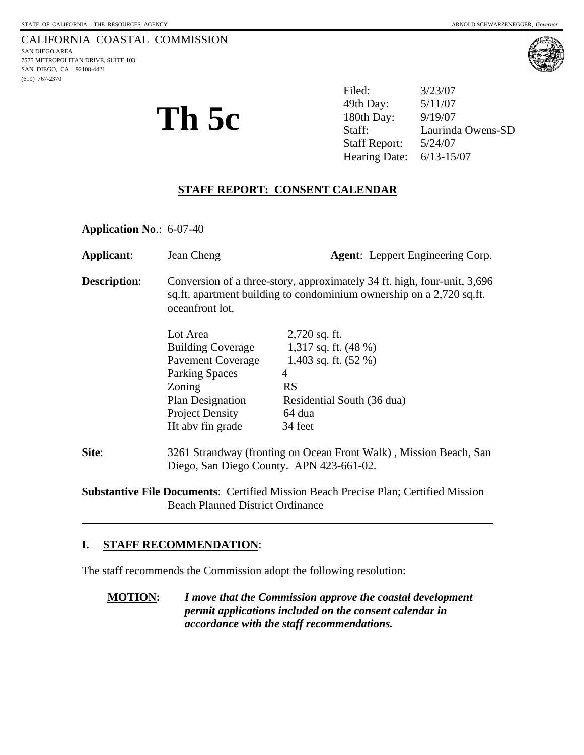STATE OF CALIFORNIA -- THE RESOURCES AGENCY ARNOLD SCHWARZENEGGER, *Governor*

CALIFORNIA COASTAL COMMISSION
SAN DIEGO AREA
7575 METROPOLITAN DRIVE, SUITE 103
SAN DIEGO, CA 92108-4421
(619) 767-2370

# Th 5c

| | |
|---|---|
| Filed: | 3/23/07 |
| 49th Day: | 5/11/07 |
| 180th Day: | 9/19/07 |
| Staff: | Laurinda Owens-SD |
| Staff Report: | 5/24/07 |
| Hearing Date: | 6/13-15/07 |

## STAFF REPORT: CONSENT CALENDAR

**Application No**.: 6-07-40

**Applicant**: Jean Cheng **Agent**: Leppert Engineering Corp.

**Description**: Conversion of a three-story, approximately 34 ft. high, four-unit, 3,696 sq.ft. apartment building to condominium ownership on a 2,720 sq.ft. oceanfront lot.

| | |
|---|---|
| Lot Area | 2,720 sq. ft. |
| Building Coverage | 1,317 sq. ft. (48 %) |
| Pavement Coverage | 1,403 sq. ft. (52 %) |
| Parking Spaces | 4 |
| Zoning | RS |
| Plan Designation | Residential South (36 dua) |
| Project Density | 64 dua |
| Ht abv fin grade | 34 feet |

**Site**: 3261 Strandway (fronting on Ocean Front Walk) , Mission Beach, San Diego, San Diego County. APN 423-661-02.

**Substantive File Documents**: Certified Mission Beach Precise Plan; Certified Mission Beach Planned District Ordinance

## I. STAFF RECOMMENDATION:

The staff recommends the Commission adopt the following resolution:

**MOTION:** ***I move that the Commission approve the coastal development permit applications included on the consent calendar in accordance with the staff recommendations.***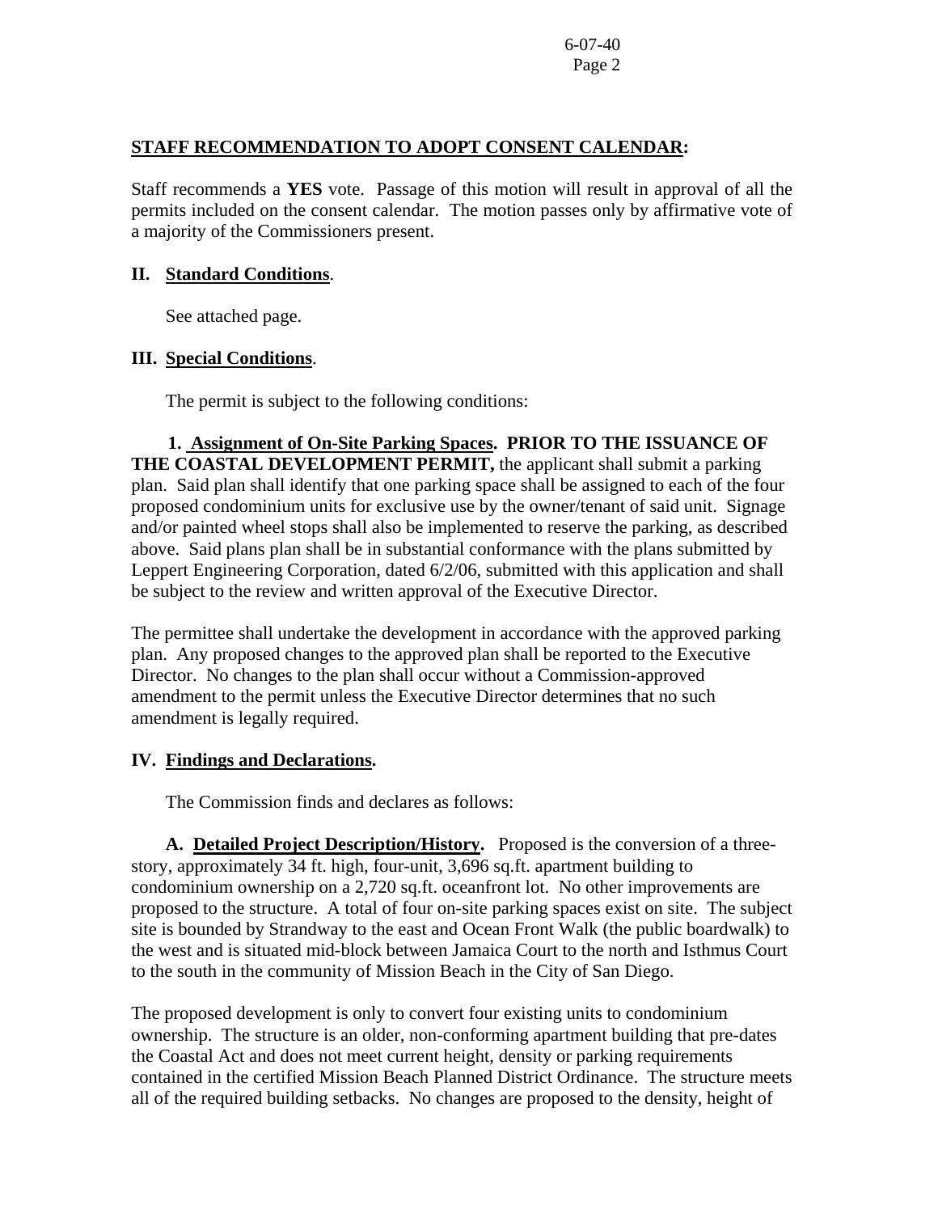## STAFF RECOMMENDATION TO ADOPT CONSENT CALENDAR:

Staff recommends a **YES** vote. Passage of this motion will result in approval of all the permits included on the consent calendar. The motion passes only by affirmative vote of a majority of the Commissioners present.

## II. Standard Conditions.

See attached page.

## III. Special Conditions.

The permit is subject to the following conditions:

**1. Assignment of On-Site Parking Spaces. PRIOR TO THE ISSUANCE OF THE COASTAL DEVELOPMENT PERMIT,** the applicant shall submit a parking plan. Said plan shall identify that one parking space shall be assigned to each of the four proposed condominium units for exclusive use by the owner/tenant of said unit. Signage and/or painted wheel stops shall also be implemented to reserve the parking, as described above. Said plans plan shall be in substantial conformance with the plans submitted by Leppert Engineering Corporation, dated 6/2/06, submitted with this application and shall be subject to the review and written approval of the Executive Director.

The permittee shall undertake the development in accordance with the approved parking plan. Any proposed changes to the approved plan shall be reported to the Executive Director. No changes to the plan shall occur without a Commission-approved amendment to the permit unless the Executive Director determines that no such amendment is legally required.

## IV. Findings and Declarations.

The Commission finds and declares as follows:

**A. Detailed Project Description/History.** Proposed is the conversion of a three-story, approximately 34 ft. high, four-unit, 3,696 sq.ft. apartment building to condominium ownership on a 2,720 sq.ft. oceanfront lot. No other improvements are proposed to the structure. A total of four on-site parking spaces exist on site. The subject site is bounded by Strandway to the east and Ocean Front Walk (the public boardwalk) to the west and is situated mid-block between Jamaica Court to the north and Isthmus Court to the south in the community of Mission Beach in the City of San Diego.

The proposed development is only to convert four existing units to condominium ownership. The structure is an older, non-conforming apartment building that pre-dates the Coastal Act and does not meet current height, density or parking requirements contained in the certified Mission Beach Planned District Ordinance. The structure meets all of the required building setbacks. No changes are proposed to the density, height of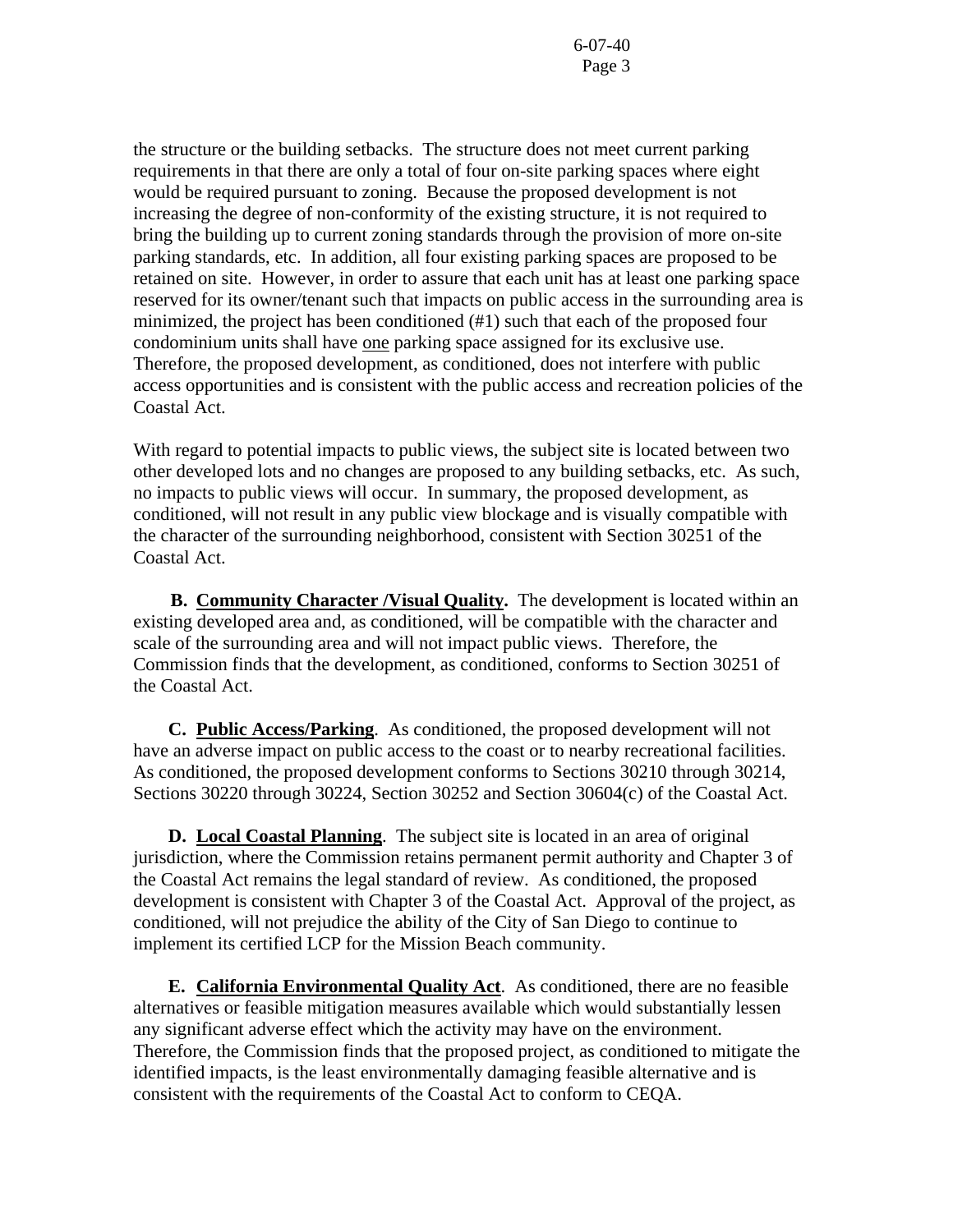the structure or the building setbacks. The structure does not meet current parking requirements in that there are only a total of four on-site parking spaces where eight would be required pursuant to zoning. Because the proposed development is not increasing the degree of non-conformity of the existing structure, it is not required to bring the building up to current zoning standards through the provision of more on-site parking standards, etc. In addition, all four existing parking spaces are proposed to be retained on site. However, in order to assure that each unit has at least one parking space reserved for its owner/tenant such that impacts on public access in the surrounding area is minimized, the project has been conditioned (#1) such that each of the proposed four condominium units shall have one parking space assigned for its exclusive use. Therefore, the proposed development, as conditioned, does not interfere with public access opportunities and is consistent with the public access and recreation policies of the Coastal Act.

With regard to potential impacts to public views, the subject site is located between two other developed lots and no changes are proposed to any building setbacks, etc. As such, no impacts to public views will occur. In summary, the proposed development, as conditioned, will not result in any public view blockage and is visually compatible with the character of the surrounding neighborhood, consistent with Section 30251 of the Coastal Act.

**B. Community Character /Visual Quality.** The development is located within an existing developed area and, as conditioned, will be compatible with the character and scale of the surrounding area and will not impact public views. Therefore, the Commission finds that the development, as conditioned, conforms to Section 30251 of the Coastal Act.

**C. Public Access/Parking**. As conditioned, the proposed development will not have an adverse impact on public access to the coast or to nearby recreational facilities. As conditioned, the proposed development conforms to Sections 30210 through 30214, Sections 30220 through 30224, Section 30252 and Section 30604(c) of the Coastal Act.

**D. Local Coastal Planning**. The subject site is located in an area of original jurisdiction, where the Commission retains permanent permit authority and Chapter 3 of the Coastal Act remains the legal standard of review. As conditioned, the proposed development is consistent with Chapter 3 of the Coastal Act. Approval of the project, as conditioned, will not prejudice the ability of the City of San Diego to continue to implement its certified LCP for the Mission Beach community.

**E. California Environmental Quality Act**. As conditioned, there are no feasible alternatives or feasible mitigation measures available which would substantially lessen any significant adverse effect which the activity may have on the environment. Therefore, the Commission finds that the proposed project, as conditioned to mitigate the identified impacts, is the least environmentally damaging feasible alternative and is consistent with the requirements of the Coastal Act to conform to CEQA.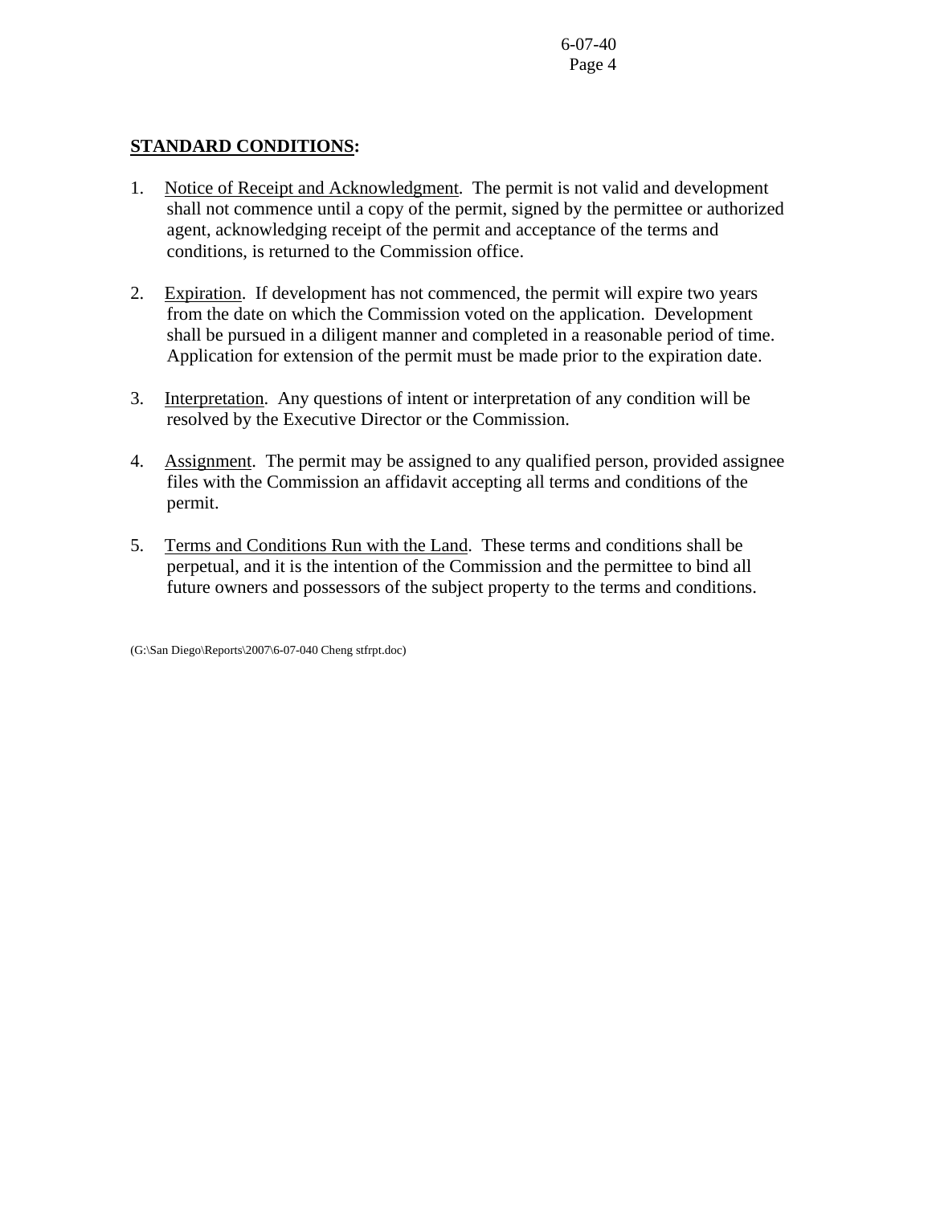**STANDARD CONDITIONS:**

1. Notice of Receipt and Acknowledgment. The permit is not valid and development shall not commence until a copy of the permit, signed by the permittee or authorized agent, acknowledging receipt of the permit and acceptance of the terms and conditions, is returned to the Commission office.

2. Expiration. If development has not commenced, the permit will expire two years from the date on which the Commission voted on the application. Development shall be pursued in a diligent manner and completed in a reasonable period of time. Application for extension of the permit must be made prior to the expiration date.

3. Interpretation. Any questions of intent or interpretation of any condition will be resolved by the Executive Director or the Commission.

4. Assignment. The permit may be assigned to any qualified person, provided assignee files with the Commission an affidavit accepting all terms and conditions of the permit.

5. Terms and Conditions Run with the Land. These terms and conditions shall be perpetual, and it is the intention of the Commission and the permittee to bind all future owners and possessors of the subject property to the terms and conditions.

(G:\San Diego\Reports\2007\6-07-040 Cheng stfrpt.doc)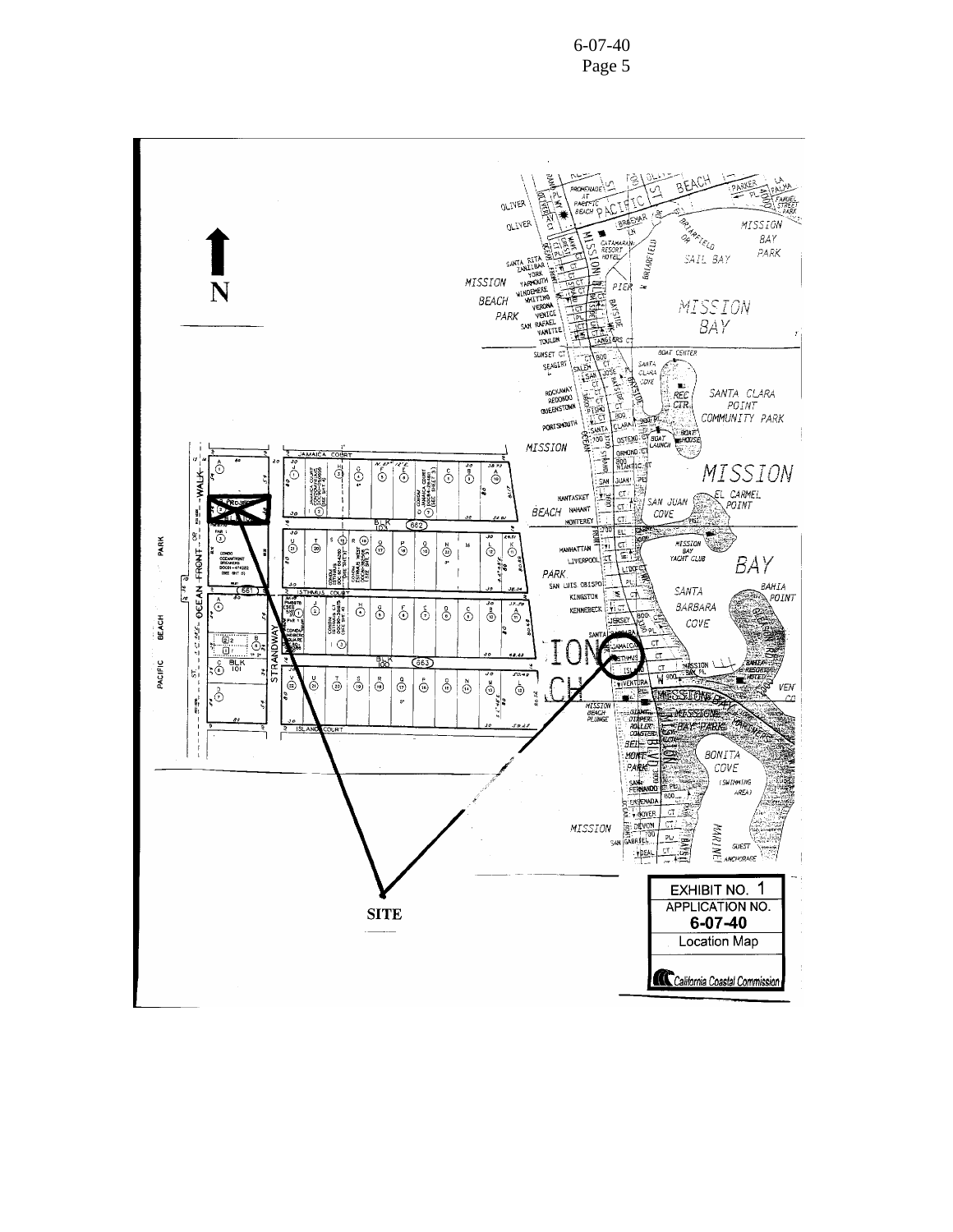N

SITE

EXHIBIT NO. 1
APPLICATION NO.
**6-07-40**
Location Map

California Coastal Commission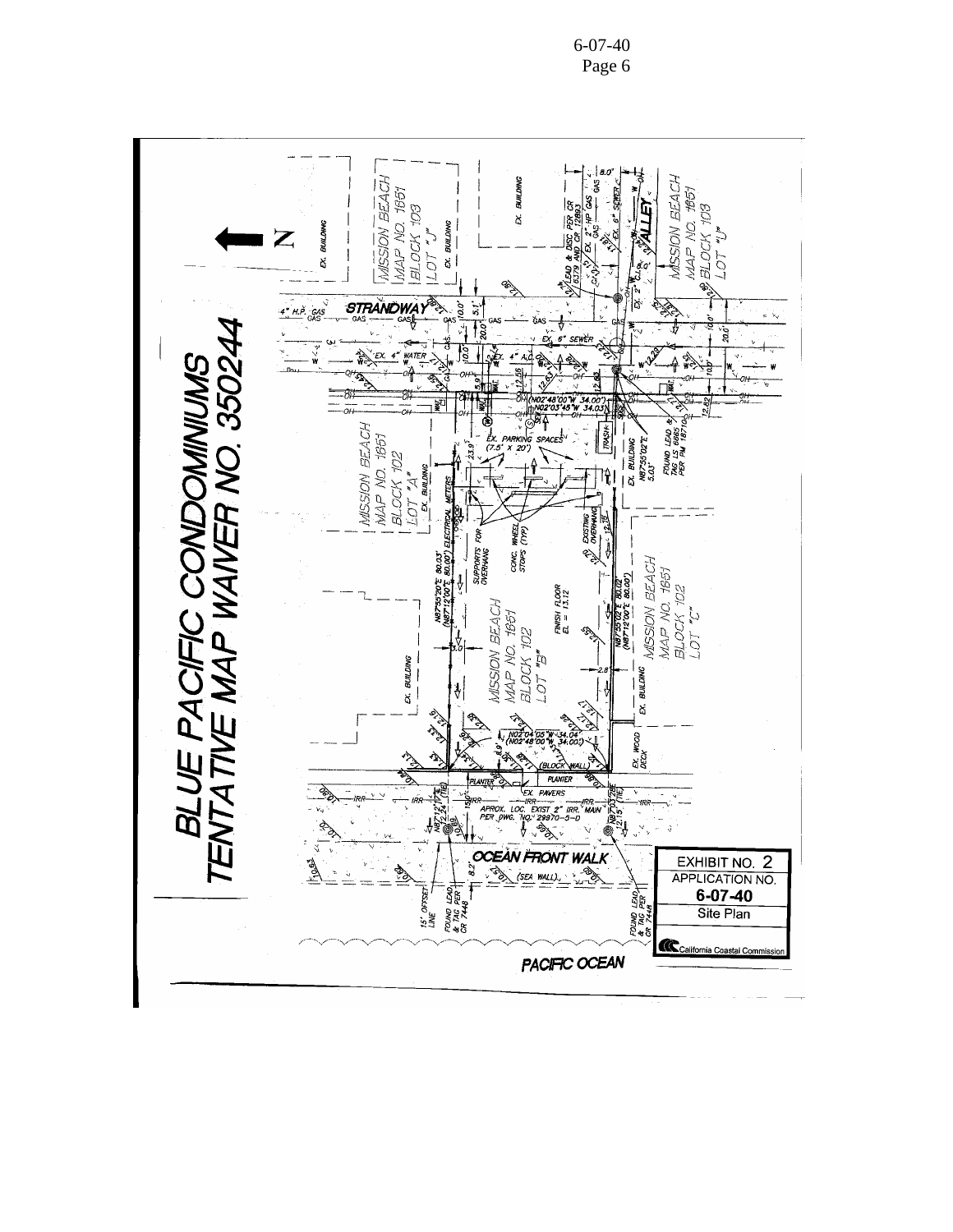# BLUE PACIFIC CONDOMINIUMS
# TENTATIVE MAP WAIVER NO. 350244

N

STRANDWAY

ALLEY

MISSION BEACH MAP NO. 1651 BLOCK 103 LOT "J"

MISSION BEACH MAP NO. 1651 BLOCK 103 LOT "U"

MISSION BEACH MAP NO. 1651 BLOCK 102 LOT "A"

MISSION BEACH MAP NO. 1651 BLOCK 102 LOT "B"

MISSION BEACH MAP NO. 1651 BLOCK 102 LOT "C"

EX. BUILDING

EX. PARKING SPACES (7.5' X 20')

SUPPORTS FOR OVERHANG

CONC. WHEEL STOPS (TYP)

EXISTING OVERHANG

ELECTRICAL METERS

FINISH FLOOR EL = 13.12

TRASH

EX. WOOD DECK

(BLOCK WALL)

PLANTER

EX. PAVERS

APROX. LOC. EXIST 2" IRR. MAIN PER DWG. NO. 29970-5-D

OCEAN FRONT WALK

(SEA WALL)

15' OFFSET LINE

FOUND LEAD & TAG PER CR 7448

FOUND LEAD & TAG LS 6665 PER PM 18710

LEAD & DISC PER CR 6379 AND CR 12893

N02°48'00"W 34.00'

N02°03'45"W 34.03'

N02°04'05"W 34.04'

(N02°48'00"W 34.00')

N87°55'00"E 80.03'

(N87°12'00"E 80.00')

N87°55'02"E 80.02'

(N87°12'00"E 80.00')

N87°55'02"E 5.03'

EX. 4" WATER

EX. 6" SEWER

4" H.P. GAS

EX. 2" HP GAS

PACIFIC OCEAN

EXHIBIT NO. 2
APPLICATION NO.
6-07-40
Site Plan
California Coastal Commission